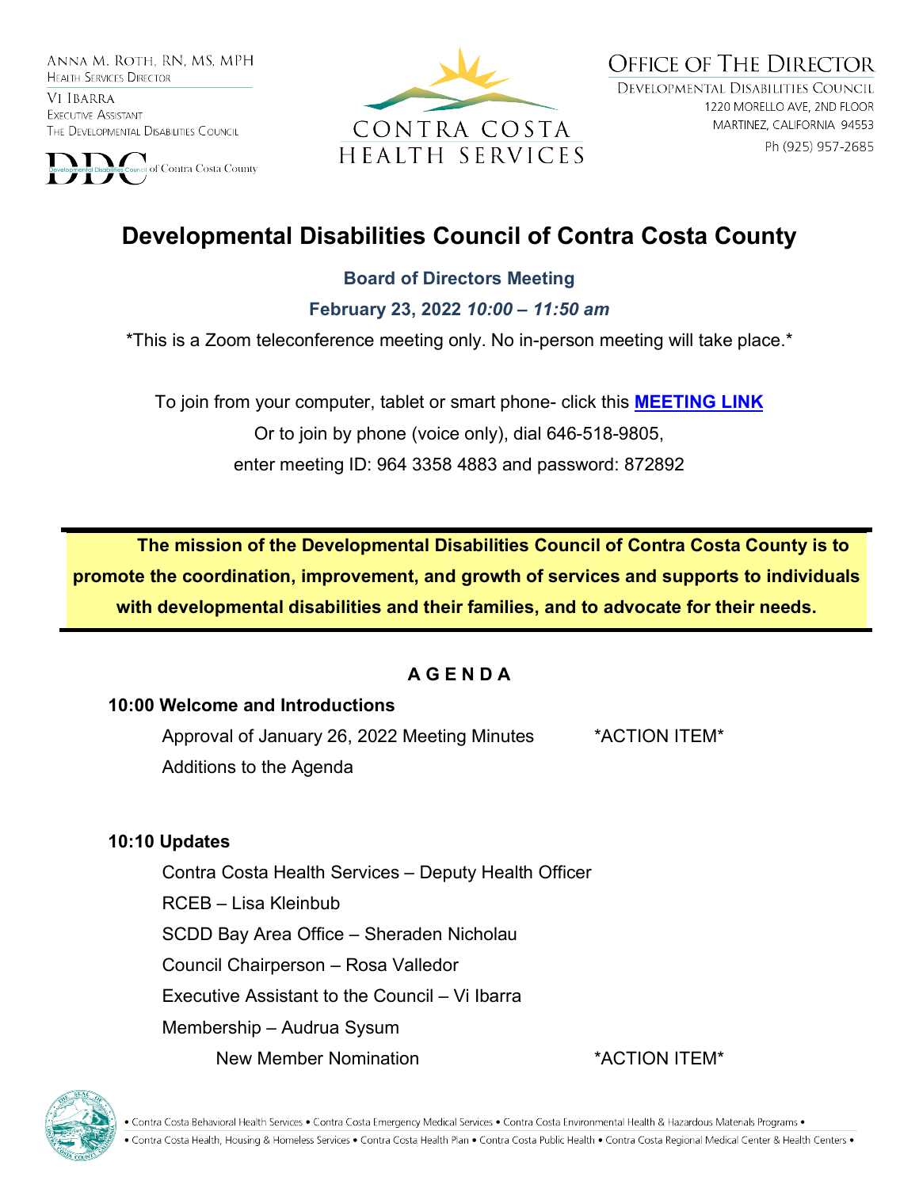ANNA M. ROTH, RN, MS, MPH
HEALTH SERVICES DIRECTOR

VI IBARRA
EXECUTIVE ASSISTANT
THE DEVELOPMENTAL DISABILITIES COUNCIL

DDC Developmental Disabilities Council of Contra Costa County

CONTRA COSTA HEALTH SERVICES

OFFICE OF THE DIRECTOR
DEVELOPMENTAL DISABILITIES COUNCIL
1220 MORELLO AVE, 2ND FLOOR
MARTINEZ, CALIFORNIA 94553
Ph (925) 957-2685

# Developmental Disabilities Council of Contra Costa County

**Board of Directors Meeting**

**February 23, 2022** ***10:00 – 11:50 am***

*This is a Zoom teleconference meeting only. No in-person meeting will take place.*

To join from your computer, tablet or smart phone- click this **MEETING LINK**

Or to join by phone (voice only), dial 646-518-9805,

enter meeting ID: 964 3358 4883 and password: 872892

**The mission of the Developmental Disabilities Council of Contra Costa County is to promote the coordination, improvement, and growth of services and supports to individuals with developmental disabilities and their families, and to advocate for their needs.**

## A G E N D A

**10:00 Welcome and Introductions**

- Approval of January 26, 2022 Meeting Minutes — *ACTION ITEM*
- Additions to the Agenda

**10:10 Updates**

- Contra Costa Health Services – Deputy Health Officer
- RCEB – Lisa Kleinbub
- SCDD Bay Area Office – Sheraden Nicholau
- Council Chairperson – Rosa Valledor
- Executive Assistant to the Council – Vi Ibarra
- Membership – Audrua Sysum
  - New Member Nomination — *ACTION ITEM*

• Contra Costa Behavioral Health Services • Contra Costa Emergency Medical Services • Contra Costa Environmental Health & Hazardous Materials Programs •
• Contra Costa Health, Housing & Homeless Services • Contra Costa Health Plan • Contra Costa Public Health • Contra Costa Regional Medical Center & Health Centers •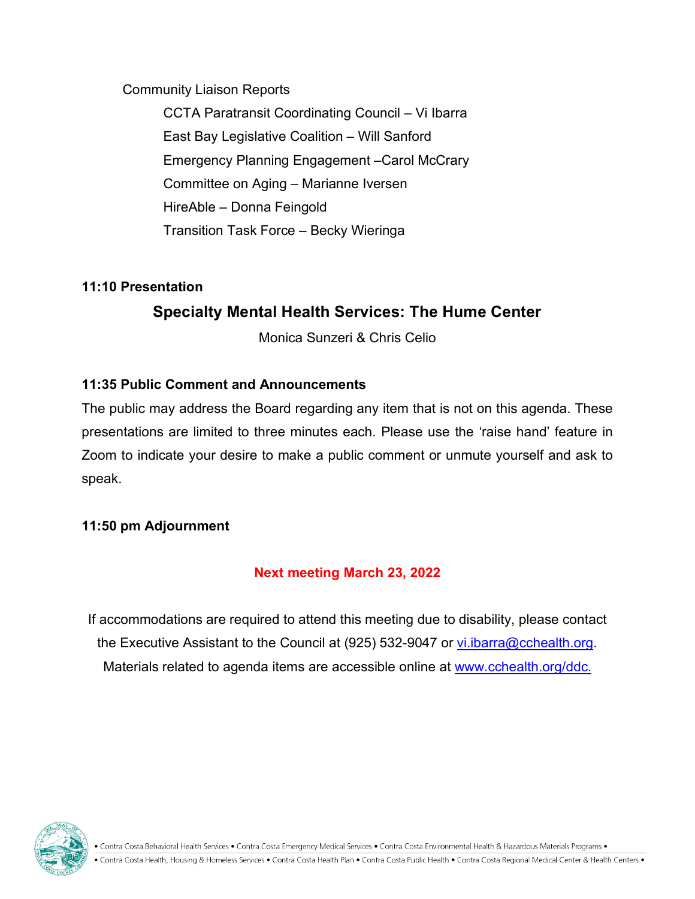Community Liaison Reports

- CCTA Paratransit Coordinating Council – Vi Ibarra
- East Bay Legislative Coalition – Will Sanford
- Emergency Planning Engagement –Carol McCrary
- Committee on Aging – Marianne Iversen
- HireAble – Donna Feingold
- Transition Task Force – Becky Wieringa

**11:10 Presentation**

**Specialty Mental Health Services: The Hume Center**

Monica Sunzeri & Chris Celio

**11:35 Public Comment and Announcements**

The public may address the Board regarding any item that is not on this agenda. These presentations are limited to three minutes each. Please use the 'raise hand' feature in Zoom to indicate your desire to make a public comment or unmute yourself and ask to speak.

**11:50 pm Adjournment**

**Next meeting March 23, 2022**

If accommodations are required to attend this meeting due to disability, please contact the Executive Assistant to the Council at (925) 532-9047 or vi.ibarra@cchealth.org. Materials related to agenda items are accessible online at www.cchealth.org/ddc.